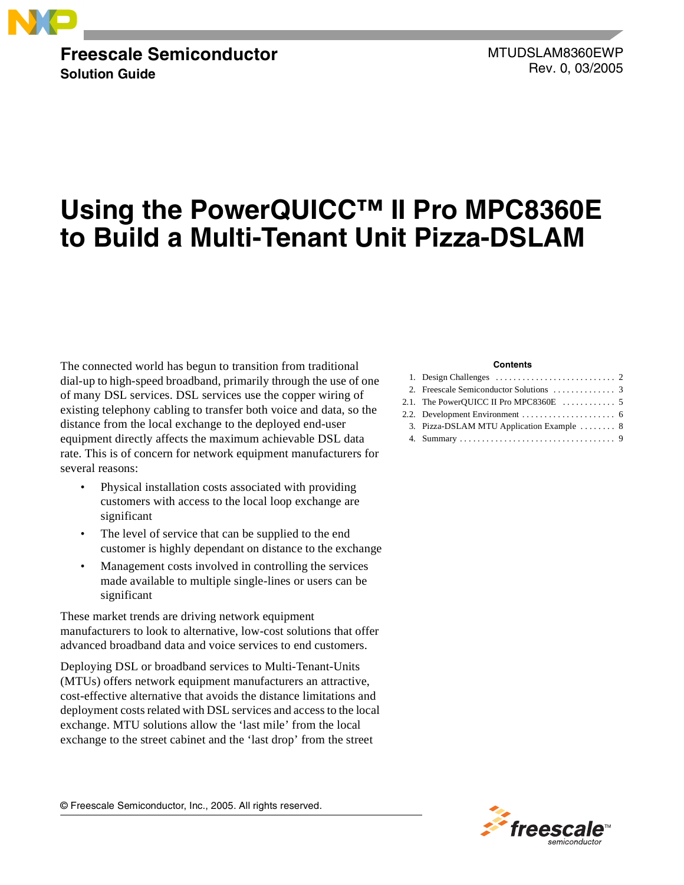Freescale Semiconductor
**Solution Guide**

MTUDSLAM8360EWP
Rev. 0, 03/2005

# Using the PowerQUICC™ II Pro MPC8360E to Build a Multi-Tenant Unit Pizza-DSLAM

**Contents**

| | | |
|---|---|---|
| 1. | Design Challenges | 2 |
| 2. | Freescale Semiconductor Solutions | 3 |
| 2.1. | The PowerQUICC II Pro MPC8360E | 5 |
| 2.2. | Development Environment | 6 |
| 3. | Pizza-DSLAM MTU Application Example | 8 |
| 4. | Summary | 9 |

The connected world has begun to transition from traditional dial-up to high-speed broadband, primarily through the use of one of many DSL services. DSL services use the copper wiring of existing telephony cabling to transfer both voice and data, so the distance from the local exchange to the deployed end-user equipment directly affects the maximum achievable DSL data rate. This is of concern for network equipment manufacturers for several reasons:

- Physical installation costs associated with providing customers with access to the local loop exchange are significant
- The level of service that can be supplied to the end customer is highly dependant on distance to the exchange
- Management costs involved in controlling the services made available to multiple single-lines or users can be significant

These market trends are driving network equipment manufacturers to look to alternative, low-cost solutions that offer advanced broadband data and voice services to end customers.

Deploying DSL or broadband services to Multi-Tenant-Units (MTUs) offers network equipment manufacturers an attractive, cost-effective alternative that avoids the distance limitations and deployment costs related with DSL services and access to the local exchange. MTU solutions allow the 'last mile' from the local exchange to the street cabinet and the 'last drop' from the street

© Freescale Semiconductor, Inc., 2005. All rights reserved.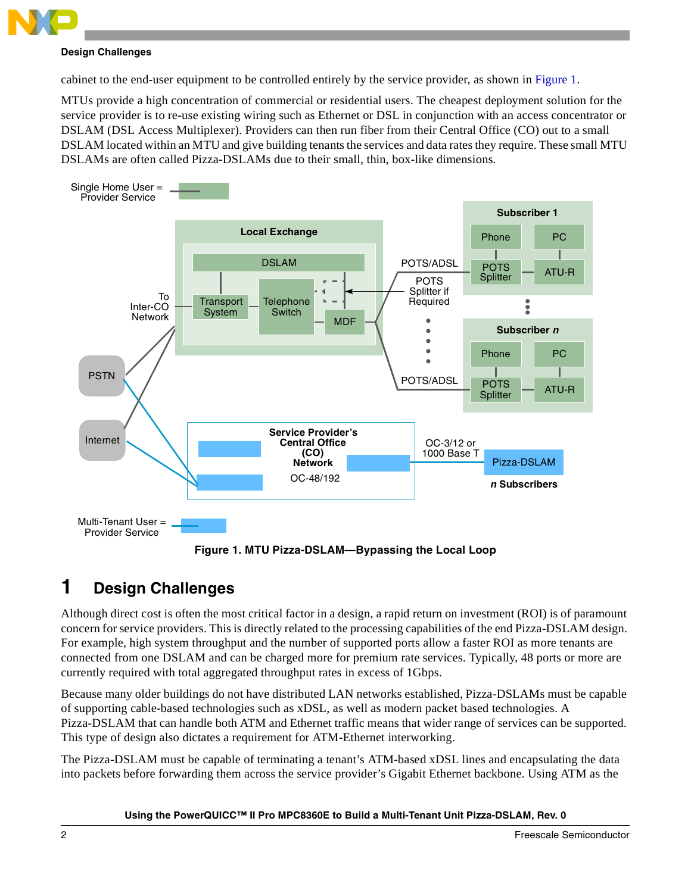cabinet to the end-user equipment to be controlled entirely by the service provider, as shown in Figure 1.

MTUs provide a high concentration of commercial or residential users. The cheapest deployment solution for the service provider is to re-use existing wiring such as Ethernet or DSL in conjunction with an access concentrator or DSLAM (DSL Access Multiplexer). Providers can then run fiber from their Central Office (CO) out to a small DSLAM located within an MTU and give building tenants the services and data rates they require. These small MTU DSLAMs are often called Pizza-DSLAMs due to their small, thin, box-like dimensions.

**Figure 1. MTU Pizza-DSLAM—Bypassing the Local Loop**

# 1 Design Challenges

Although direct cost is often the most critical factor in a design, a rapid return on investment (ROI) is of paramount concern for service providers. This is directly related to the processing capabilities of the end Pizza-DSLAM design. For example, high system throughput and the number of supported ports allow a faster ROI as more tenants are connected from one DSLAM and can be charged more for premium rate services. Typically, 48 ports or more are currently required with total aggregated throughput rates in excess of 1Gbps.

Because many older buildings do not have distributed LAN networks established, Pizza-DSLAMs must be capable of supporting cable-based technologies such as xDSL, as well as modern packet based technologies. A Pizza-DSLAM that can handle both ATM and Ethernet traffic means that wider range of services can be supported. This type of design also dictates a requirement for ATM-Ethernet interworking.

The Pizza-DSLAM must be capable of terminating a tenant's ATM-based xDSL lines and encapsulating the data into packets before forwarding them across the service provider's Gigabit Ethernet backbone. Using ATM as the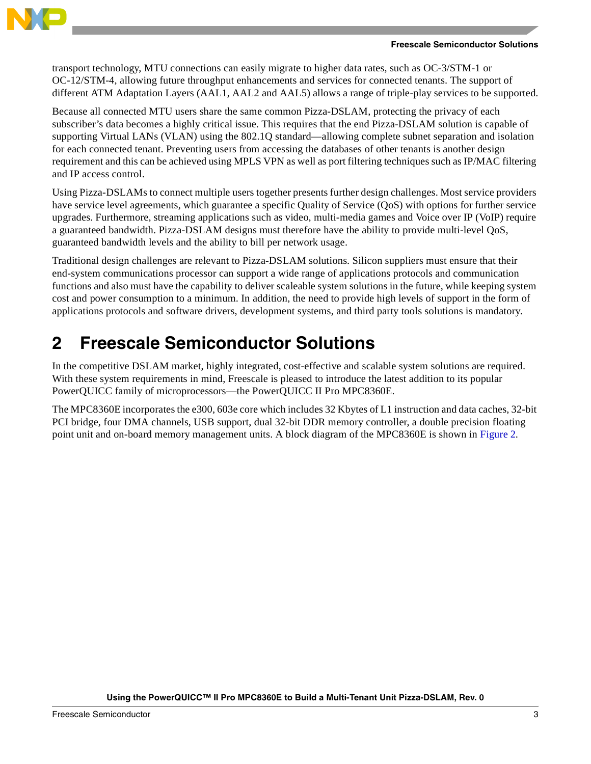transport technology, MTU connections can easily migrate to higher data rates, such as OC-3/STM-1 or OC-12/STM-4, allowing future throughput enhancements and services for connected tenants. The support of different ATM Adaptation Layers (AAL1, AAL2 and AAL5) allows a range of triple-play services to be supported.

Because all connected MTU users share the same common Pizza-DSLAM, protecting the privacy of each subscriber's data becomes a highly critical issue. This requires that the end Pizza-DSLAM solution is capable of supporting Virtual LANs (VLAN) using the 802.1Q standard—allowing complete subnet separation and isolation for each connected tenant. Preventing users from accessing the databases of other tenants is another design requirement and this can be achieved using MPLS VPN as well as port filtering techniques such as IP/MAC filtering and IP access control.

Using Pizza-DSLAMs to connect multiple users together presents further design challenges. Most service providers have service level agreements, which guarantee a specific Quality of Service (QoS) with options for further service upgrades. Furthermore, streaming applications such as video, multi-media games and Voice over IP (VoIP) require a guaranteed bandwidth. Pizza-DSLAM designs must therefore have the ability to provide multi-level QoS, guaranteed bandwidth levels and the ability to bill per network usage.

Traditional design challenges are relevant to Pizza-DSLAM solutions. Silicon suppliers must ensure that their end-system communications processor can support a wide range of applications protocols and communication functions and also must have the capability to deliver scaleable system solutions in the future, while keeping system cost and power consumption to a minimum. In addition, the need to provide high levels of support in the form of applications protocols and software drivers, development systems, and third party tools solutions is mandatory.

# 2 Freescale Semiconductor Solutions

In the competitive DSLAM market, highly integrated, cost-effective and scalable system solutions are required. With these system requirements in mind, Freescale is pleased to introduce the latest addition to its popular PowerQUICC family of microprocessors—the PowerQUICC II Pro MPC8360E.

The MPC8360E incorporates the e300, 603e core which includes 32 Kbytes of L1 instruction and data caches, 32-bit PCI bridge, four DMA channels, USB support, dual 32-bit DDR memory controller, a double precision floating point unit and on-board memory management units. A block diagram of the MPC8360E is shown in Figure 2.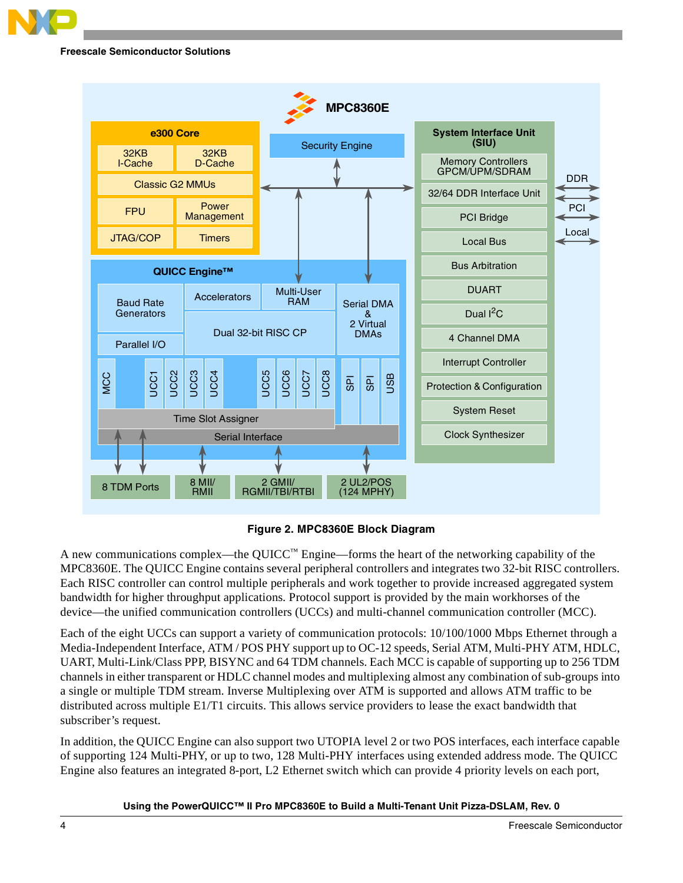**Figure 2. MPC8360E Block Diagram**

A new communications complex—the QUICC™ Engine—forms the heart of the networking capability of the MPC8360E. The QUICC Engine contains several peripheral controllers and integrates two 32-bit RISC controllers. Each RISC controller can control multiple peripherals and work together to provide increased aggregated system bandwidth for higher throughput applications. Protocol support is provided by the main workhorses of the device—the unified communication controllers (UCCs) and multi-channel communication controller (MCC).

Each of the eight UCCs can support a variety of communication protocols: 10/100/1000 Mbps Ethernet through a Media-Independent Interface, ATM / POS PHY support up to OC-12 speeds, Serial ATM, Multi-PHY ATM, HDLC, UART, Multi-Link/Class PPP, BISYNC and 64 TDM channels. Each MCC is capable of supporting up to 256 TDM channels in either transparent or HDLC channel modes and multiplexing almost any combination of sub-groups into a single or multiple TDM stream. Inverse Multiplexing over ATM is supported and allows ATM traffic to be distributed across multiple E1/T1 circuits. This allows service providers to lease the exact bandwidth that subscriber's request.

In addition, the QUICC Engine can also support two UTOPIA level 2 or two POS interfaces, each interface capable of supporting 124 Multi-PHY, or up to two, 128 Multi-PHY interfaces using extended address mode. The QUICC Engine also features an integrated 8-port, L2 Ethernet switch which can provide 4 priority levels on each port,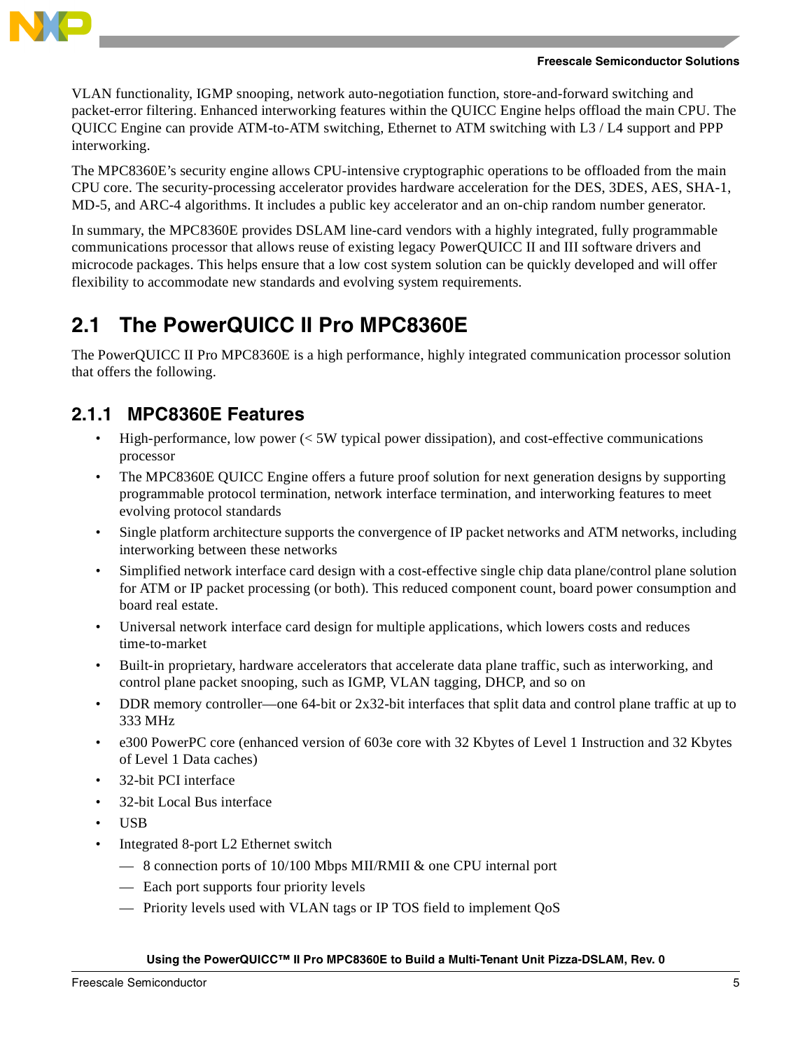VLAN functionality, IGMP snooping, network auto-negotiation function, store-and-forward switching and packet-error filtering. Enhanced interworking features within the QUICC Engine helps offload the main CPU. The QUICC Engine can provide ATM-to-ATM switching, Ethernet to ATM switching with L3 / L4 support and PPP interworking.

The MPC8360E's security engine allows CPU-intensive cryptographic operations to be offloaded from the main CPU core. The security-processing accelerator provides hardware acceleration for the DES, 3DES, AES, SHA-1, MD-5, and ARC-4 algorithms. It includes a public key accelerator and an on-chip random number generator.

In summary, the MPC8360E provides DSLAM line-card vendors with a highly integrated, fully programmable communications processor that allows reuse of existing legacy PowerQUICC II and III software drivers and microcode packages. This helps ensure that a low cost system solution can be quickly developed and will offer flexibility to accommodate new standards and evolving system requirements.

## 2.1 The PowerQUICC II Pro MPC8360E

The PowerQUICC II Pro MPC8360E is a high performance, highly integrated communication processor solution that offers the following.

### 2.1.1 MPC8360E Features

- High-performance, low power (< 5W typical power dissipation), and cost-effective communications processor
- The MPC8360E QUICC Engine offers a future proof solution for next generation designs by supporting programmable protocol termination, network interface termination, and interworking features to meet evolving protocol standards
- Single platform architecture supports the convergence of IP packet networks and ATM networks, including interworking between these networks
- Simplified network interface card design with a cost-effective single chip data plane/control plane solution for ATM or IP packet processing (or both). This reduced component count, board power consumption and board real estate.
- Universal network interface card design for multiple applications, which lowers costs and reduces time-to-market
- Built-in proprietary, hardware accelerators that accelerate data plane traffic, such as interworking, and control plane packet snooping, such as IGMP, VLAN tagging, DHCP, and so on
- DDR memory controller—one 64-bit or 2x32-bit interfaces that split data and control plane traffic at up to 333 MHz
- e300 PowerPC core (enhanced version of 603e core with 32 Kbytes of Level 1 Instruction and 32 Kbytes of Level 1 Data caches)
- 32-bit PCI interface
- 32-bit Local Bus interface
- USB
- Integrated 8-port L2 Ethernet switch
  - 8 connection ports of 10/100 Mbps MII/RMII & one CPU internal port
  - Each port supports four priority levels
  - Priority levels used with VLAN tags or IP TOS field to implement QoS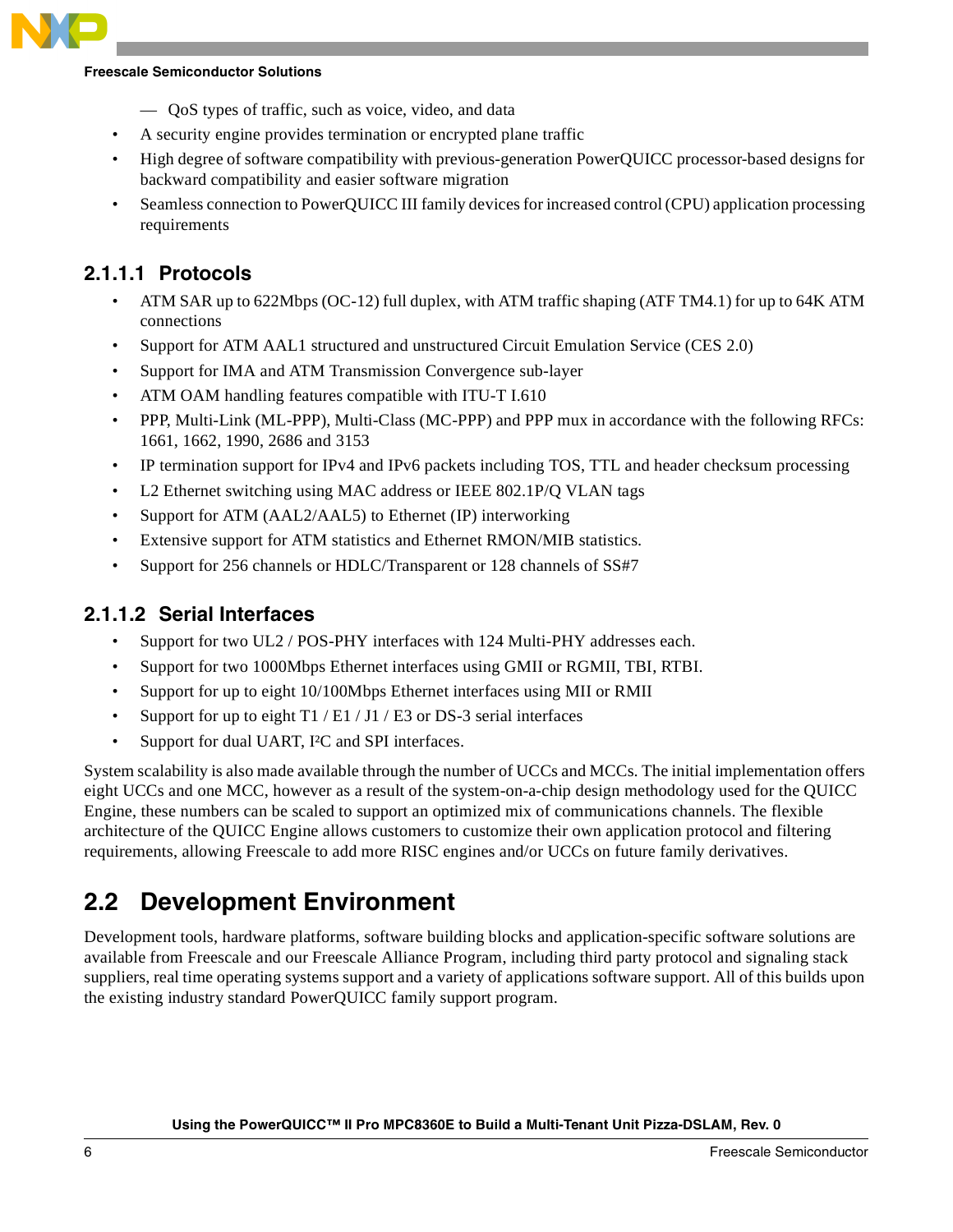- QoS types of traffic, such as voice, video, and data
- A security engine provides termination or encrypted plane traffic
- High degree of software compatibility with previous-generation PowerQUICC processor-based designs for backward compatibility and easier software migration
- Seamless connection to PowerQUICC III family devices for increased control (CPU) application processing requirements

#### 2.1.1.1 Protocols

- ATM SAR up to 622Mbps (OC-12) full duplex, with ATM traffic shaping (ATF TM4.1) for up to 64K ATM connections
- Support for ATM AAL1 structured and unstructured Circuit Emulation Service (CES 2.0)
- Support for IMA and ATM Transmission Convergence sub-layer
- ATM OAM handling features compatible with ITU-T I.610
- PPP, Multi-Link (ML-PPP), Multi-Class (MC-PPP) and PPP mux in accordance with the following RFCs: 1661, 1662, 1990, 2686 and 3153
- IP termination support for IPv4 and IPv6 packets including TOS, TTL and header checksum processing
- L2 Ethernet switching using MAC address or IEEE 802.1P/Q VLAN tags
- Support for ATM (AAL2/AAL5) to Ethernet (IP) interworking
- Extensive support for ATM statistics and Ethernet RMON/MIB statistics.
- Support for 256 channels or HDLC/Transparent or 128 channels of SS#7

#### 2.1.1.2 Serial Interfaces

- Support for two UL2 / POS-PHY interfaces with 124 Multi-PHY addresses each.
- Support for two 1000Mbps Ethernet interfaces using GMII or RGMII, TBI, RTBI.
- Support for up to eight 10/100Mbps Ethernet interfaces using MII or RMII
- Support for up to eight T1 / E1 / J1 / E3 or DS-3 serial interfaces
- Support for dual UART, I²C and SPI interfaces.

System scalability is also made available through the number of UCCs and MCCs. The initial implementation offers eight UCCs and one MCC, however as a result of the system-on-a-chip design methodology used for the QUICC Engine, these numbers can be scaled to support an optimized mix of communications channels. The flexible architecture of the QUICC Engine allows customers to customize their own application protocol and filtering requirements, allowing Freescale to add more RISC engines and/or UCCs on future family derivatives.

## 2.2 Development Environment

Development tools, hardware platforms, software building blocks and application-specific software solutions are available from Freescale and our Freescale Alliance Program, including third party protocol and signaling stack suppliers, real time operating systems support and a variety of applications software support. All of this builds upon the existing industry standard PowerQUICC family support program.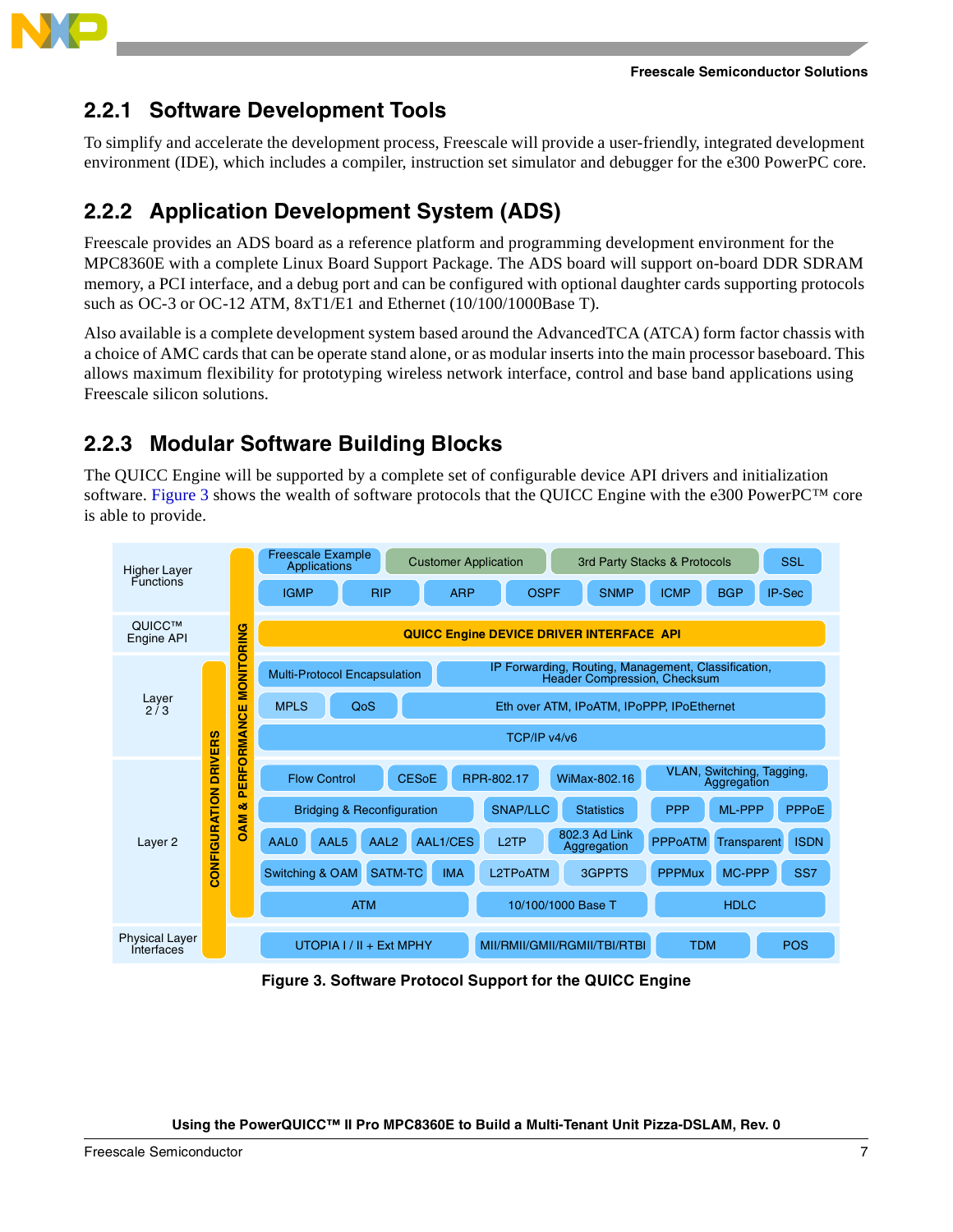### 2.2.1 Software Development Tools

To simplify and accelerate the development process, Freescale will provide a user-friendly, integrated development environment (IDE), which includes a compiler, instruction set simulator and debugger for the e300 PowerPC core.

### 2.2.2 Application Development System (ADS)

Freescale provides an ADS board as a reference platform and programming development environment for the MPC8360E with a complete Linux Board Support Package. The ADS board will support on-board DDR SDRAM memory, a PCI interface, and a debug port and can be configured with optional daughter cards supporting protocols such as OC-3 or OC-12 ATM, 8xT1/E1 and Ethernet (10/100/1000Base T).

Also available is a complete development system based around the AdvancedTCA (ATCA) form factor chassis with a choice of AMC cards that can be operate stand alone, or as modular inserts into the main processor baseboard. This allows maximum flexibility for prototyping wireless network interface, control and base band applications using Freescale silicon solutions.

### 2.2.3 Modular Software Building Blocks

The QUICC Engine will be supported by a complete set of configurable device API drivers and initialization software. Figure 3 shows the wealth of software protocols that the QUICC Engine with the e300 PowerPC™ core is able to provide.

| Layer | Protocols |
|---|---|
| Higher Layer Functions | Freescale Example Applications, Customer Application, 3rd Party Stacks & Protocols, SSL |
| | IGMP, RIP, ARP, OSPF, SNMP, ICMP, BGP, IP-Sec |
| QUICC™ Engine API | QUICC Engine DEVICE DRIVER INTERFACE API |
| Layer 2 / 3 | Multi-Protocol Encapsulation; IP Forwarding, Routing, Management, Classification, Header Compression, Checksum |
| | MPLS, QoS, Eth over ATM, IPoATM, IPoPPP, IPoEthernet |
| | TCP/IP v4/v6 |
| Layer 2 | Flow Control, CESoE, RPR-802.17, WiMax-802.16, VLAN, Switching, Tagging, Aggregation |
| | Bridging & Reconfiguration, SNAP/LLC, Statistics, PPP, ML-PPP, PPPoE |
| | AAL0, AAL5, AAL2, AAL1/CES, L2TP, 802.3 Ad Link Aggregation, PPPoATM, Transparent, ISDN |
| | Switching & OAM, SATM-TC, IMA, L2TPoATM, 3GPPTS, PPPMux, MC-PPP, SS7 |
| | ATM, 10/100/1000 Base T, HDLC |
| Physical Layer Interfaces | UTOPIA I / II + Ext MPHY, MII/RMII/GMII/RGMII/TBI/RTBI, TDM, POS |

(Vertical bars: CONFIGURATION DRIVERS; OAM & PERFORMANCE MONITORING)

**Figure 3. Software Protocol Support for the QUICC Engine**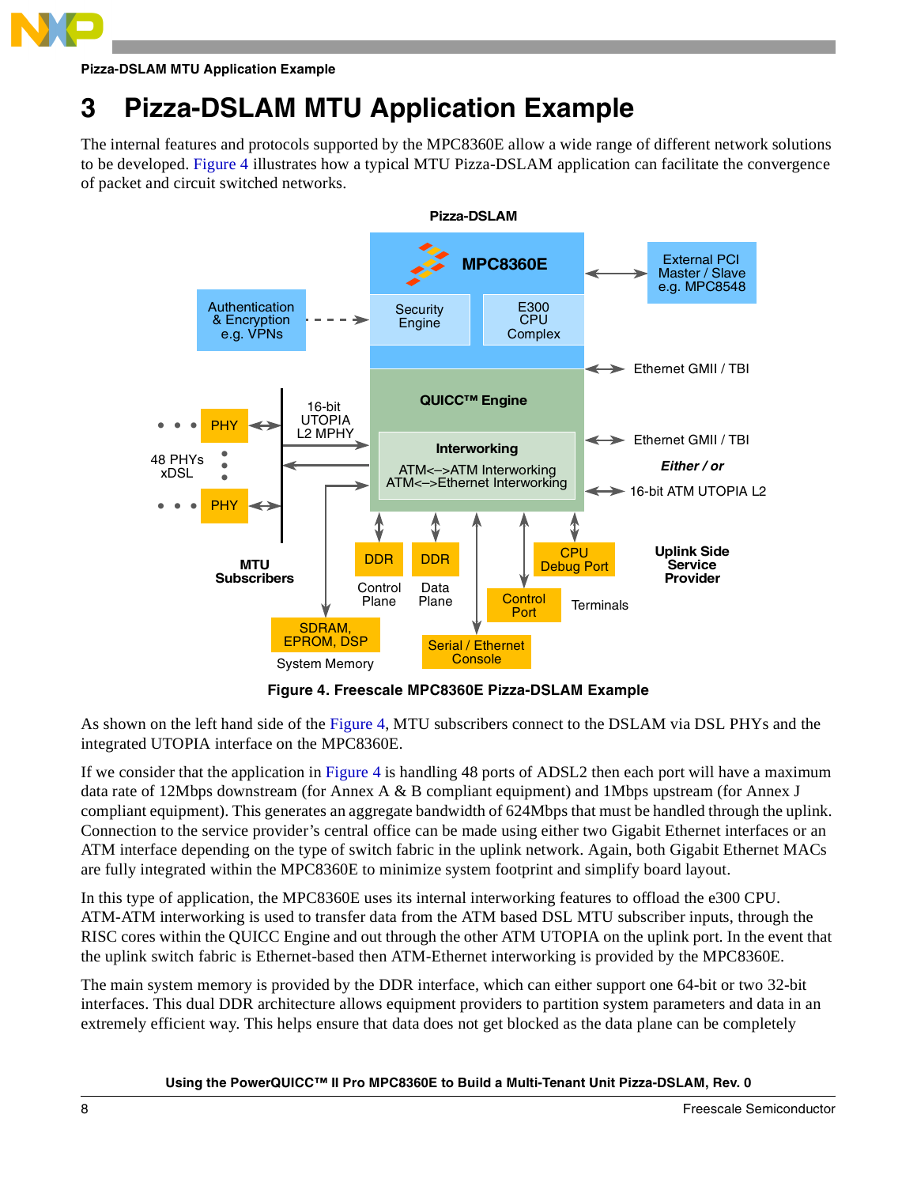# 3 Pizza-DSLAM MTU Application Example

The internal features and protocols supported by the MPC8360E allow a wide range of different network solutions to be developed. Figure 4 illustrates how a typical MTU Pizza-DSLAM application can facilitate the convergence of packet and circuit switched networks.

Figure 4. Freescale MPC8360E Pizza-DSLAM Example

As shown on the left hand side of the Figure 4, MTU subscribers connect to the DSLAM via DSL PHYs and the integrated UTOPIA interface on the MPC8360E.

If we consider that the application in Figure 4 is handling 48 ports of ADSL2 then each port will have a maximum data rate of 12Mbps downstream (for Annex A & B compliant equipment) and 1Mbps upstream (for Annex J compliant equipment). This generates an aggregate bandwidth of 624Mbps that must be handled through the uplink. Connection to the service provider's central office can be made using either two Gigabit Ethernet interfaces or an ATM interface depending on the type of switch fabric in the uplink network. Again, both Gigabit Ethernet MACs are fully integrated within the MPC8360E to minimize system footprint and simplify board layout.

In this type of application, the MPC8360E uses its internal interworking features to offload the e300 CPU. ATM-ATM interworking is used to transfer data from the ATM based DSL MTU subscriber inputs, through the RISC cores within the QUICC Engine and out through the other ATM UTOPIA on the uplink port. In the event that the uplink switch fabric is Ethernet-based then ATM-Ethernet interworking is provided by the MPC8360E.

The main system memory is provided by the DDR interface, which can either support one 64-bit or two 32-bit interfaces. This dual DDR architecture allows equipment providers to partition system parameters and data in an extremely efficient way. This helps ensure that data does not get blocked as the data plane can be completely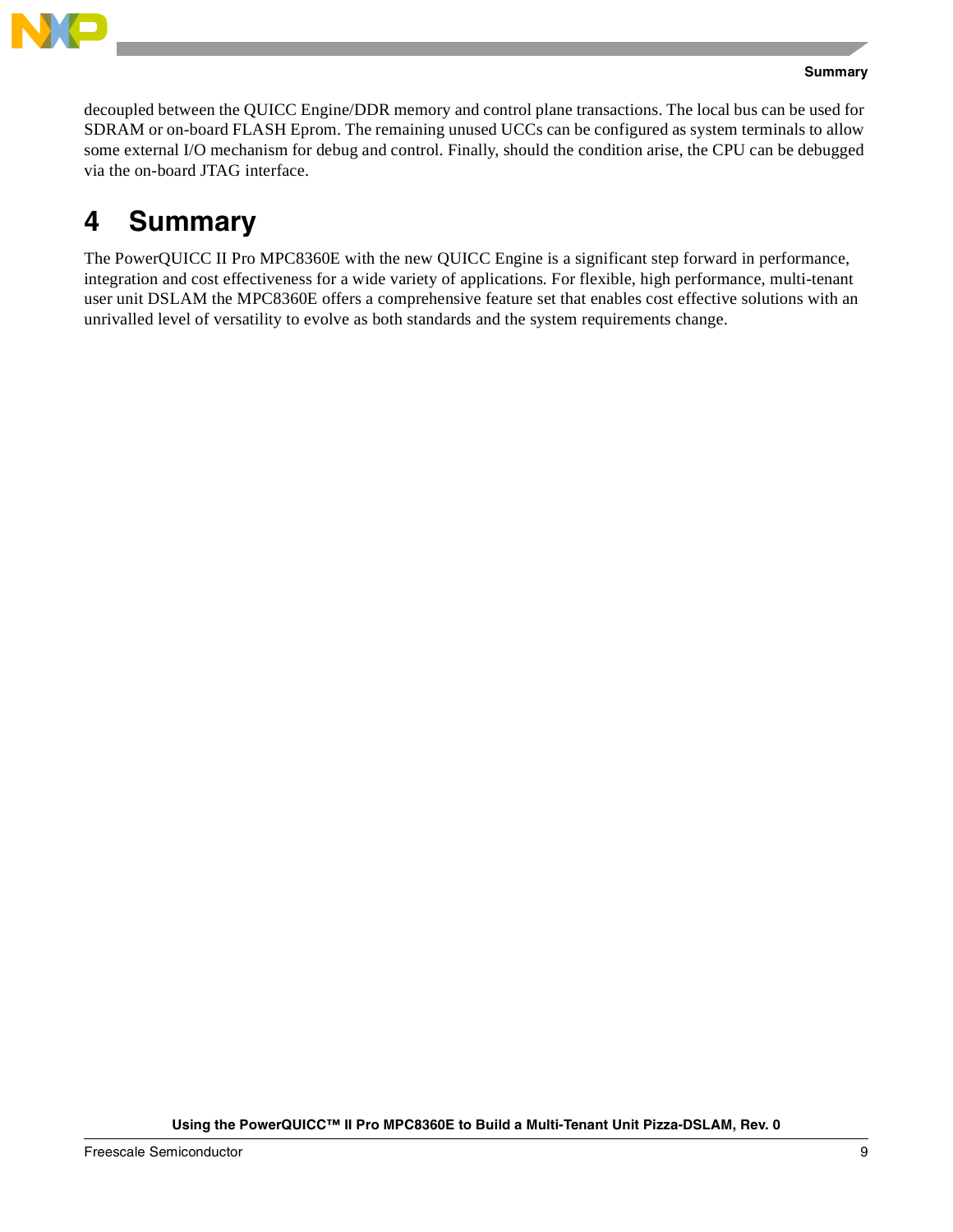decoupled between the QUICC Engine/DDR memory and control plane transactions. The local bus can be used for SDRAM or on-board FLASH Eprom. The remaining unused UCCs can be configured as system terminals to allow some external I/O mechanism for debug and control. Finally, should the condition arise, the CPU can be debugged via the on-board JTAG interface.

# 4 Summary

The PowerQUICC II Pro MPC8360E with the new QUICC Engine is a significant step forward in performance, integration and cost effectiveness for a wide variety of applications. For flexible, high performance, multi-tenant user unit DSLAM the MPC8360E offers a comprehensive feature set that enables cost effective solutions with an unrivalled level of versatility to evolve as both standards and the system requirements change.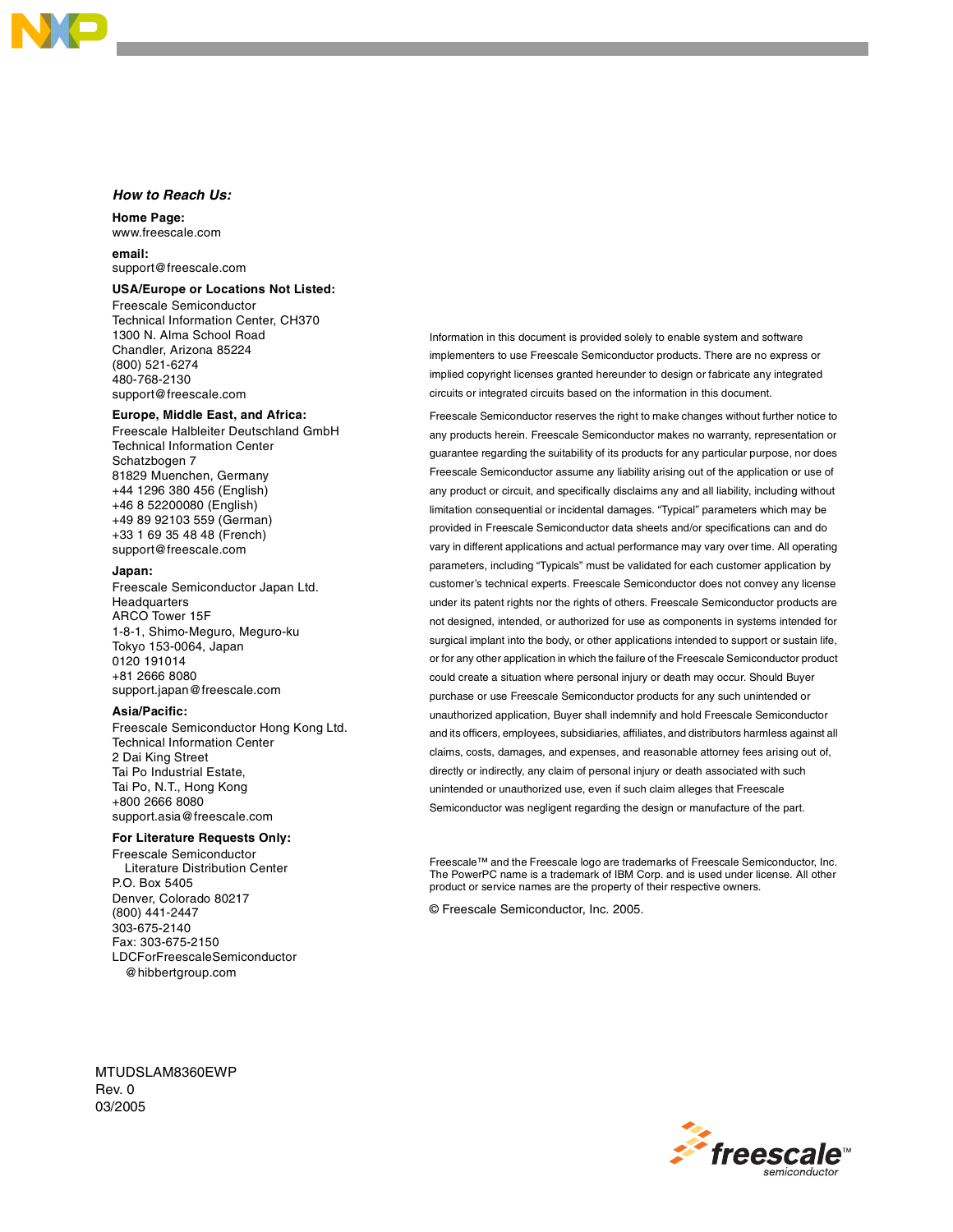### *How to Reach Us:*

**Home Page:**
www.freescale.com

**email:**
support@freescale.com

**USA/Europe or Locations Not Listed:**
Freescale Semiconductor
Technical Information Center, CH370
1300 N. Alma School Road
Chandler, Arizona 85224
(800) 521-6274
480-768-2130
support@freescale.com

**Europe, Middle East, and Africa:**
Freescale Halbleiter Deutschland GmbH
Technical Information Center
Schatzbogen 7
81829 Muenchen, Germany
+44 1296 380 456 (English)
+46 8 52200080 (English)
+49 89 92103 559 (German)
+33 1 69 35 48 48 (French)
support@freescale.com

**Japan:**
Freescale Semiconductor Japan Ltd.
Headquarters
ARCO Tower 15F
1-8-1, Shimo-Meguro, Meguro-ku
Tokyo 153-0064, Japan
0120 191014
+81 2666 8080
support.japan@freescale.com

**Asia/Pacific:**
Freescale Semiconductor Hong Kong Ltd.
Technical Information Center
2 Dai King Street
Tai Po Industrial Estate,
Tai Po, N.T., Hong Kong
+800 2666 8080
support.asia@freescale.com

**For Literature Requests Only:**
Freescale Semiconductor
Literature Distribution Center
P.O. Box 5405
Denver, Colorado 80217
(800) 441-2447
303-675-2140
Fax: 303-675-2150
LDCForFreescaleSemiconductor
@hibbertgroup.com

Information in this document is provided solely to enable system and software implementers to use Freescale Semiconductor products. There are no express or implied copyright licenses granted hereunder to design or fabricate any integrated circuits or integrated circuits based on the information in this document.

Freescale Semiconductor reserves the right to make changes without further notice to any products herein. Freescale Semiconductor makes no warranty, representation or guarantee regarding the suitability of its products for any particular purpose, nor does Freescale Semiconductor assume any liability arising out of the application or use of any product or circuit, and specifically disclaims any and all liability, including without limitation consequential or incidental damages. "Typical" parameters which may be provided in Freescale Semiconductor data sheets and/or specifications can and do vary in different applications and actual performance may vary over time. All operating parameters, including "Typicals" must be validated for each customer application by customer's technical experts. Freescale Semiconductor does not convey any license under its patent rights nor the rights of others. Freescale Semiconductor products are not designed, intended, or authorized for use as components in systems intended for surgical implant into the body, or other applications intended to support or sustain life, or for any other application in which the failure of the Freescale Semiconductor product could create a situation where personal injury or death may occur. Should Buyer purchase or use Freescale Semiconductor products for any such unintended or unauthorized application, Buyer shall indemnify and hold Freescale Semiconductor and its officers, employees, subsidiaries, affiliates, and distributors harmless against all claims, costs, damages, and expenses, and reasonable attorney fees arising out of, directly or indirectly, any claim of personal injury or death associated with such unintended or unauthorized use, even if such claim alleges that Freescale Semiconductor was negligent regarding the design or manufacture of the part.

Freescale™ and the Freescale logo are trademarks of Freescale Semiconductor, Inc. The PowerPC name is a trademark of IBM Corp. and is used under license. All other product or service names are the property of their respective owners.

© Freescale Semiconductor, Inc. 2005.

MTUDSLAM8360EWP
Rev. 0
03/2005